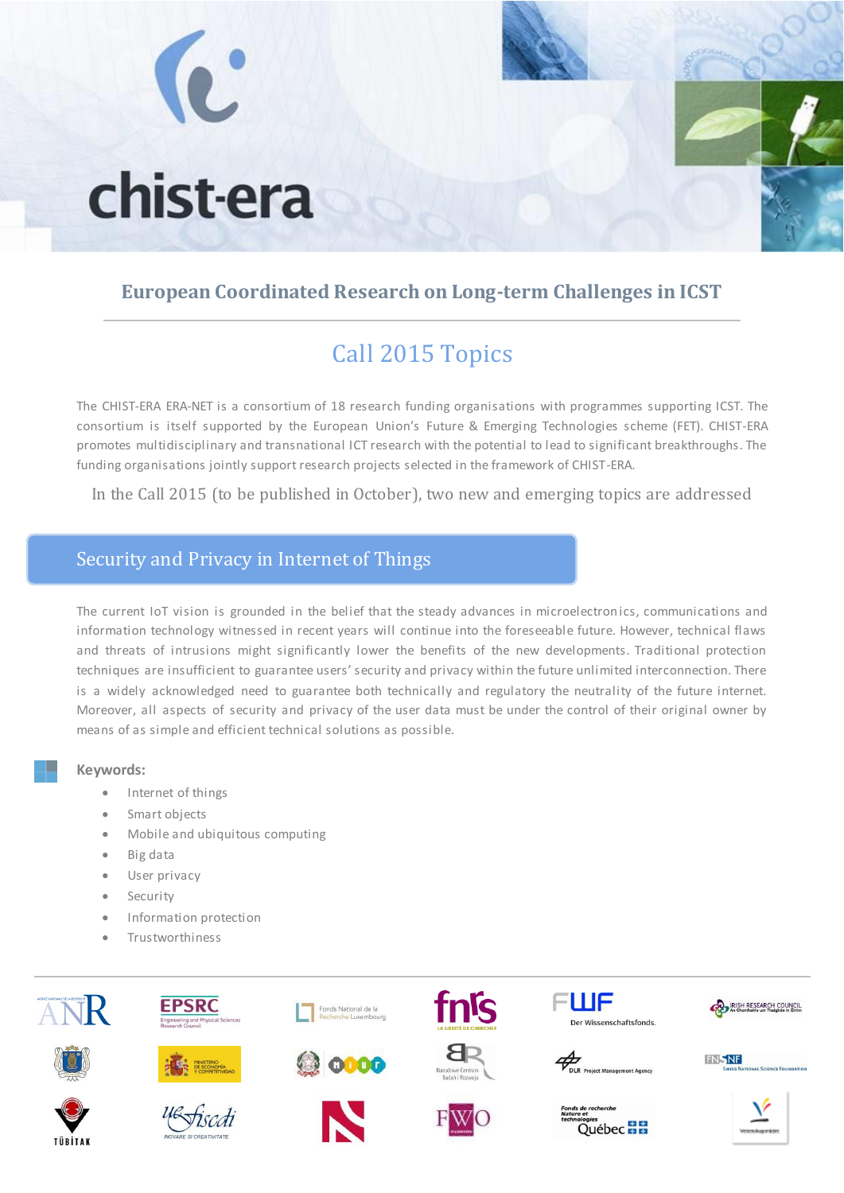# chist-era

## European Coordinated Research on Long-term Challenges in ICST

## Call 2015 Topics

The CHIST-ERA ERA-NET is a consortium of 18 research funding organisations with programmes supporting ICST. The consortium is itself supported by the European Union's Future & Emerging Technologies scheme (FET). CHIST-ERA promotes multidisciplinary and transnational ICT research with the potential to lead to significant breakthroughs. The funding organisations jointly support research projects selected in the framework of CHIST-ERA.

In the Call 2015 (to be published in October), two new and emerging topics are addressed

### Security and Privacy in Internet of Things

The current IoT vision is grounded in the belief that the steady advances in microelectronics, communications and information technology witnessed in recent years will continue into the foreseeable future. However, technical flaws and threats of intrusions might significantly lower the benefits of the new developments. Traditional protection techniques are insufficient to guarantee users' security and privacy within the future unlimited interconnection. There is a widely acknowledged need to guarantee both technically and regulatory the neutrality of the future internet. Moreover, all aspects of security and privacy of the user data must be under the control of their original owner by means of as simple and efficient technical solutions as possible.

**Keywords:**

- Internet of things
- Smart objects
- Mobile and ubiquitous computing
- Big data
- User privacy
- Security
- Information protection
- Trustworthiness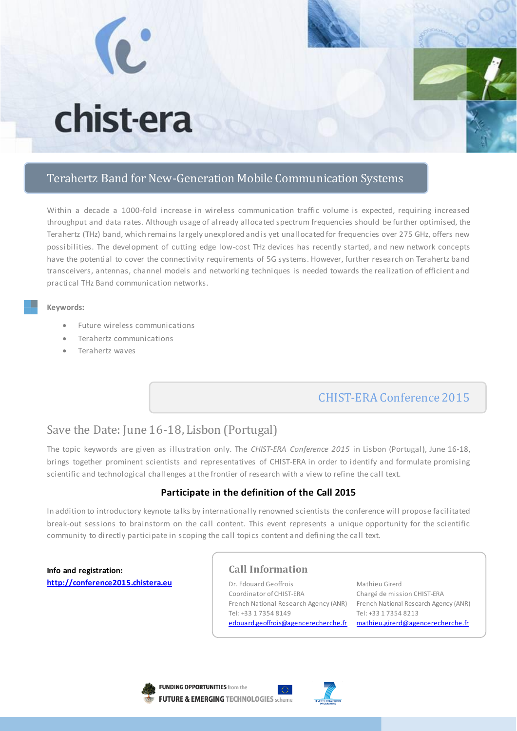chist-era

## Terahertz Band for New-Generation Mobile Communication Systems

Within a decade a 1000-fold increase in wireless communication traffic volume is expected, requiring increased throughput and data rates. Although usage of already allocated spectrum frequencies should be further optimised, the Terahertz (THz) band, which remains largely unexplored and is yet unallocated for frequencies over 275 GHz, offers new possibilities. The development of cutting edge low-cost THz devices has recently started, and new network concepts have the potential to cover the connectivity requirements of 5G systems. However, further research on Terahertz band transceivers, antennas, channel models and networking techniques is needed towards the realization of efficient and practical THz Band communication networks.

**Keywords:**

- Future wireless communications
- Terahertz communications
- Terahertz waves

---

## CHIST-ERA Conference 2015

### Save the Date: June 16-18, Lisbon (Portugal)

The topic keywords are given as illustration only. The *CHIST-ERA Conference 2015* in Lisbon (Portugal), June 16-18, brings together prominent scientists and representatives of CHIST-ERA in order to identify and formulate promising scientific and technological challenges at the frontier of research with a view to refine the call text.

**Participate in the definition of the Call 2015**

In addition to introductory keynote talks by internationally renowned scientists the conference will propose facilitated break-out sessions to brainstorm on the call content. This event represents a unique opportunity for the scientific community to directly participate in scoping the call topics content and defining the call text.

**Info and registration:**
http://conference2015.chistera.eu

### Call Information

Dr. Edouard Geoffrois
Coordinator of CHIST-ERA
French National Research Agency (ANR)
Tel: +33 1 7354 8149
edouard.geoffrois@agencerecherche.fr

Mathieu Girerd
Chargé de mission CHIST-ERA
French National Research Agency (ANR)
Tel: +33 1 7354 8213
mathieu.girerd@agencerecherche.fr

FUNDING OPPORTUNITIES from the FUTURE & EMERGING TECHNOLOGIES scheme